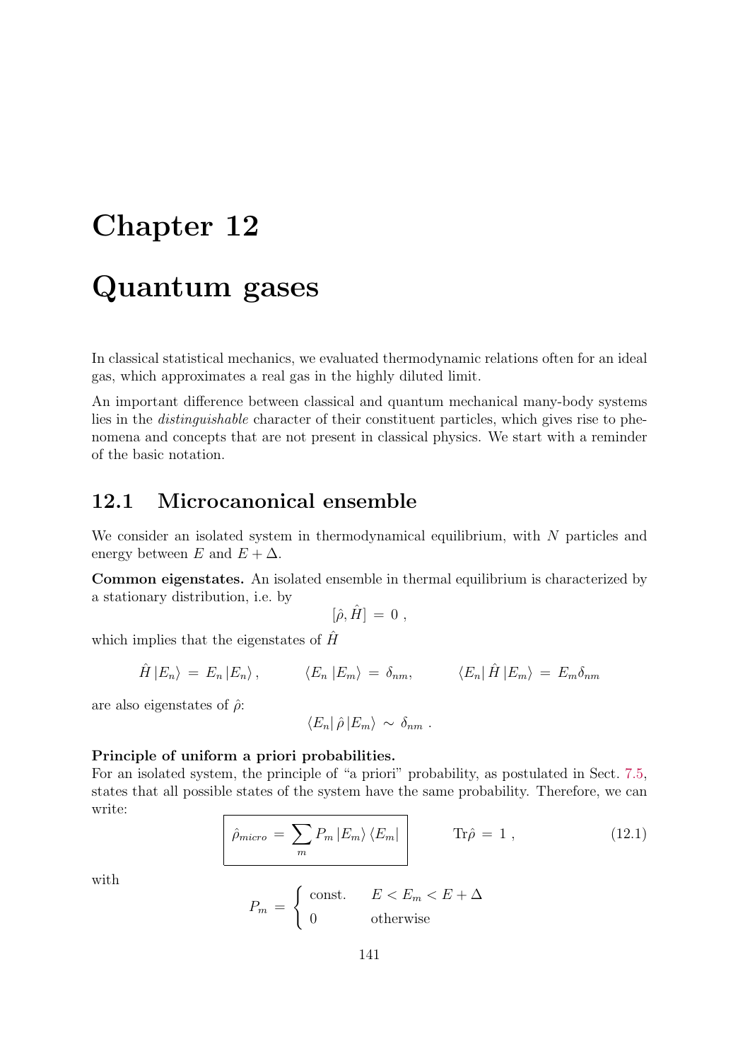# Chapter 12

# Quantum gases

In classical statistical mechanics, we evaluated thermodynamic relations often for an ideal gas, which approximates a real gas in the highly diluted limit.

An important difference between classical and quantum mechanical many-body systems lies in the *distinguishable* character of their constituent particles, which gives rise to phenomena and concepts that are not present in classical physics. We start with a reminder of the basic notation.

## 12.1 Microcanonical ensemble

We consider an isolated system in thermodynamical equilibrium, with $N$ particles and energy between $E$ and $E + \Delta$.

**Common eigenstates.** An isolated ensemble in thermal equilibrium is characterized by a stationary distribution, i.e. by

$$[\hat{\rho}, \hat{H}] = 0 ,$$

which implies that the eigenstates of $\hat{H}$

$$\hat{H} |E_n\rangle = E_n |E_n\rangle , \qquad \langle E_n | E_m\rangle = \delta_{nm}, \qquad \langle E_n| \hat{H} |E_m\rangle = E_m \delta_{nm}$$

are also eigenstates of $\hat{\rho}$:

$$\langle E_n| \hat{\rho} |E_m\rangle \sim \delta_{nm} .$$

**Principle of uniform a priori probabilities.**
For an isolated system, the principle of "a priori" probability, as postulated in Sect. 7.5, states that all possible states of the system have the same probability. Therefore, we can write:

$$\boxed{\hat{\rho}_{micro} = \sum_m P_m |E_m\rangle \langle E_m|} \qquad \mathrm{Tr}\hat{\rho} = 1 , \tag{12.1}$$

with

$$P_m = \begin{cases} \text{const.} & E < E_m < E + \Delta \\ 0 & \text{otherwise} \end{cases}$$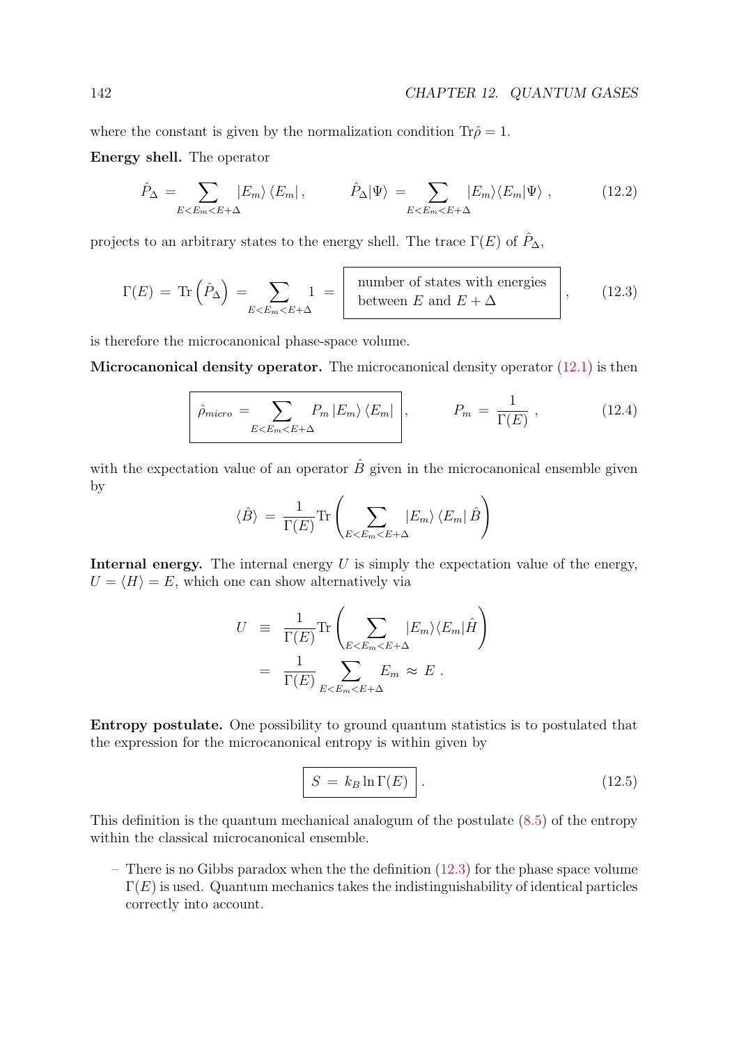where the constant is given by the normalization condition $\text{Tr}\hat{\rho} = 1$.

**Energy shell.** The operator

$$\hat{P}_\Delta = \sum_{E<E_m<E+\Delta} |E_m\rangle\langle E_m|, \qquad \hat{P}_\Delta|\Psi\rangle = \sum_{E<E_m<E+\Delta} |E_m\rangle\langle E_m|\Psi\rangle , \tag{12.2}$$

projects to an arbitrary states to the energy shell. The trace $\Gamma(E)$ of $\hat{P}_\Delta$,

$$\Gamma(E) = \text{Tr}\left(\hat{P}_\Delta\right) = \sum_{E<E_m<E+\Delta} 1 = \boxed{\begin{array}{l}\text{number of states with energies} \\ \text{between } E \text{ and } E+\Delta\end{array}} , \tag{12.3}$$

is therefore the microcanonical phase-space volume.

**Microcanonical density operator.** The microcanonical density operator (12.1) is then

$$\boxed{\hat{\rho}_{micro} = \sum_{E<E_m<E+\Delta} P_m |E_m\rangle\langle E_m|}, \qquad P_m = \frac{1}{\Gamma(E)} , \tag{12.4}$$

with the expectation value of an operator $\hat{B}$ given in the microcanonical ensemble given by

$$\langle\hat{B}\rangle = \frac{1}{\Gamma(E)}\text{Tr}\left(\sum_{E<E_m<E+\Delta} |E_m\rangle\langle E_m|\hat{B}\right)$$

**Internal energy.** The internal energy $U$ is simply the expectation value of the energy, $U = \langle H\rangle = E$, which one can show alternatively via

$$\begin{aligned} U &\equiv \frac{1}{\Gamma(E)}\text{Tr}\left(\sum_{E<E_m<E+\Delta} |E_m\rangle\langle E_m|\hat{H}\right) \\ &= \frac{1}{\Gamma(E)}\sum_{E<E_m<E+\Delta} E_m \approx E . \end{aligned}$$

**Entropy postulate.** One possibility to ground quantum statistics is to postulated that the expression for the microcanonical entropy is within given by

$$\boxed{S = k_B \ln\Gamma(E)} . \tag{12.5}$$

This definition is the quantum mechanical analogum of the postulate (8.5) of the entropy within the classical microcanonical ensemble.

– There is no Gibbs paradox when the the definition (12.3) for the phase space volume $\Gamma(E)$ is used. Quantum mechanics takes the indistinguishability of identical particles correctly into account.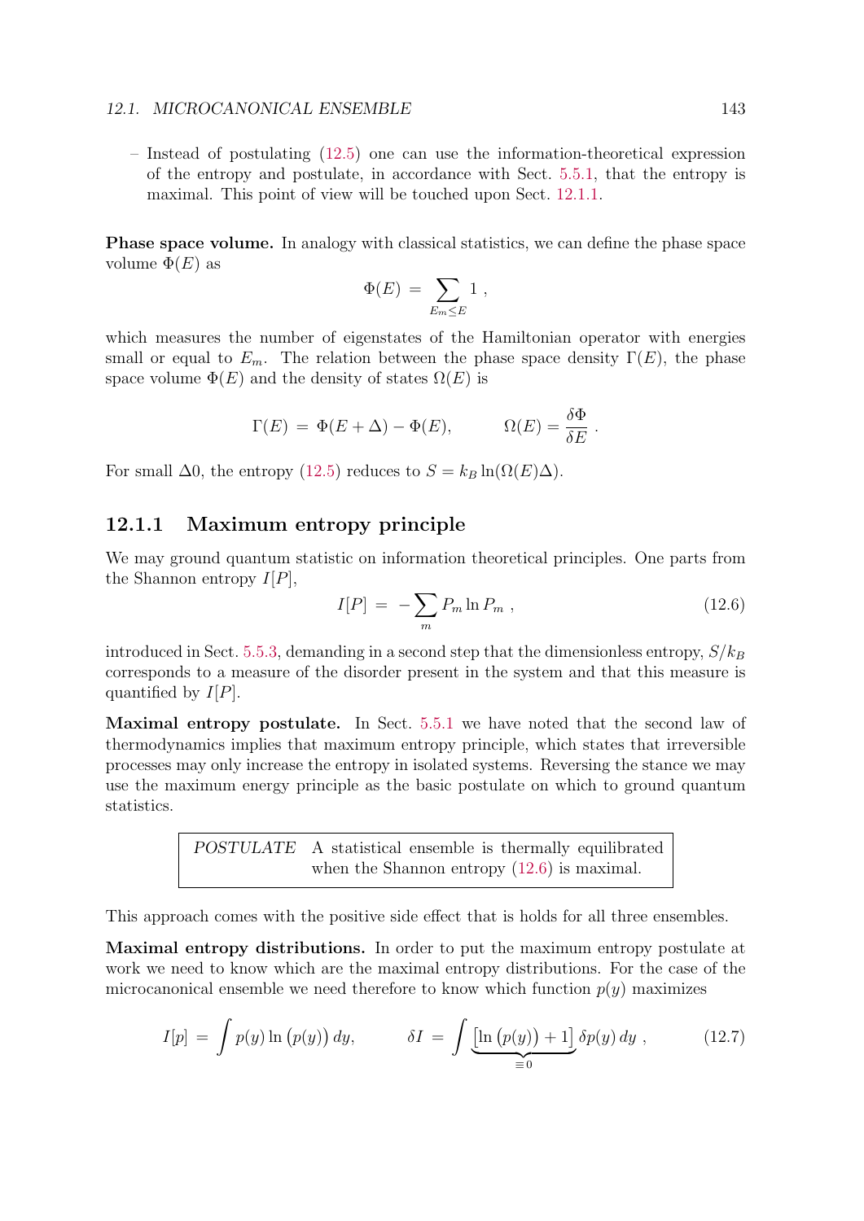– Instead of postulating (12.5) one can use the information-theoretical expression of the entropy and postulate, in accordance with Sect. 5.5.1, that the entropy is maximal. This point of view will be touched upon Sect. 12.1.1.

**Phase space volume.** In analogy with classical statistics, we can define the phase space volume $\Phi(E)$ as

$$\Phi(E) \,=\, \sum_{E_m\le E} 1 \,,$$

which measures the number of eigenstates of the Hamiltonian operator with energies small or equal to $E_m$. The relation between the phase space density $\Gamma(E)$, the phase space volume $\Phi(E)$ and the density of states $\Omega(E)$ is

$$\Gamma(E) \,=\, \Phi(E+\Delta) - \Phi(E), \qquad\qquad \Omega(E) = \frac{\delta\Phi}{\delta E} \,.$$

For small $\Delta 0$, the entropy (12.5) reduces to $S = k_B \ln(\Omega(E)\Delta)$.

### 12.1.1 Maximum entropy principle

We may ground quantum statistic on information theoretical principles. One parts from the Shannon entropy $I[P]$,

$$I[P] \,=\, -\sum_m P_m \ln P_m \,, \tag{12.6}$$

introduced in Sect. 5.5.3, demanding in a second step that the dimensionless entropy, $S/k_B$ corresponds to a measure of the disorder present in the system and that this measure is quantified by $I[P]$.

**Maximal entropy postulate.** In Sect. 5.5.1 we have noted that the second law of thermodynamics implies that maximum entropy principle, which states that irreversible processes may only increase the entropy in isolated systems. Reversing the stance we may use the maximum energy principle as the basic postulate on which to ground quantum statistics.

| *POSTULATE* | A statistical ensemble is thermally equilibrated when the Shannon entropy (12.6) is maximal. |
|---|---|

This approach comes with the positive side effect that is holds for all three ensembles.

**Maximal entropy distributions.** In order to put the maximum entropy postulate at work we need to know which are the maximal entropy distributions. For the case of the microcanonical ensemble we need therefore to know which function $p(y)$ maximizes

$$I[p] \,=\, \int p(y)\ln\big(p(y)\big)\,dy, \qquad\qquad \delta I \,=\, \int \underbrace{\big[\ln\big(p(y)\big)+1\big]}_{\equiv 0}\,\delta p(y)\,dy \,, \tag{12.7}$$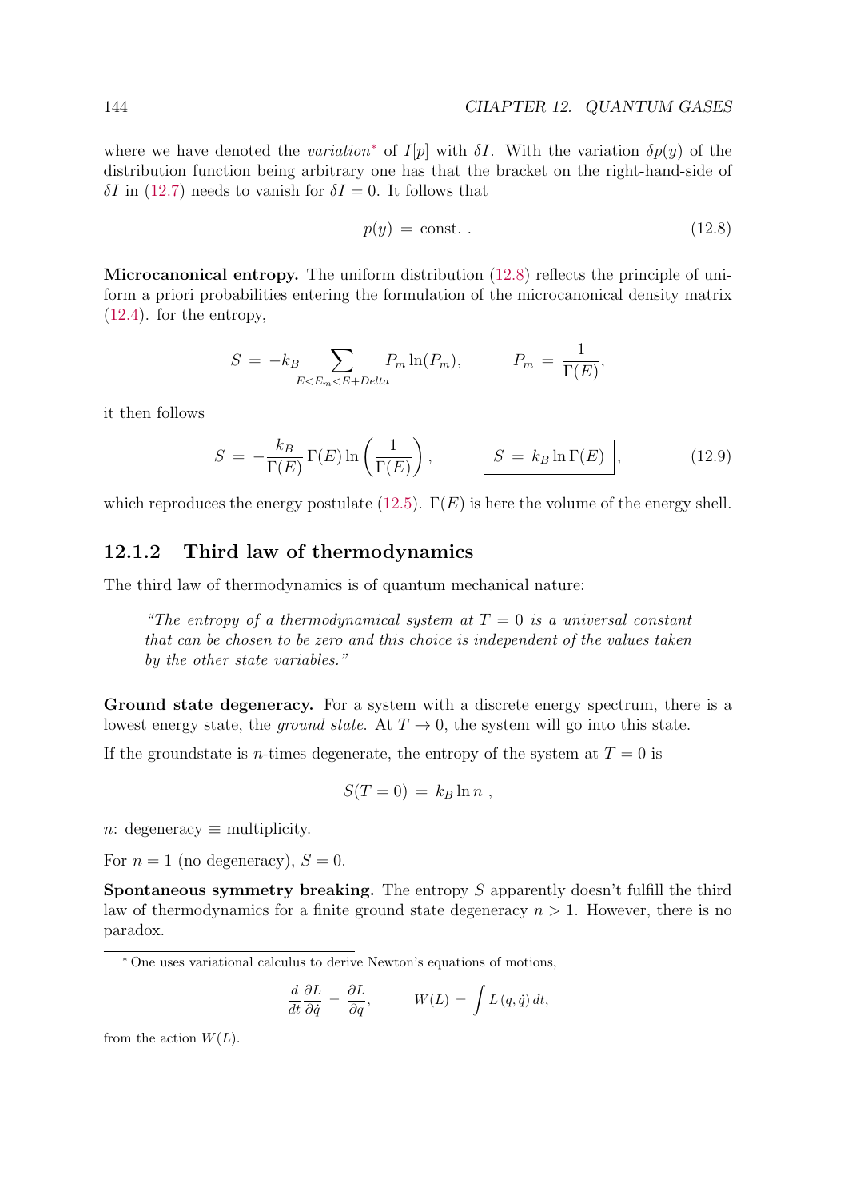where we have denoted the *variation*[*] of $I[p]$ with $\delta I$. With the variation $\delta p(y)$ of the distribution function being arbitrary one has that the bracket on the right-hand-side of $\delta I$ in (12.7) needs to vanish for $\delta I = 0$. It follows that

$$p(y) \,=\, \text{const.}\ . \tag{12.8}$$

**Microcanonical entropy.** The uniform distribution (12.8) reflects the principle of uniform a priori probabilities entering the formulation of the microcanonical density matrix (12.4). for the entropy,

$$S \,=\, -k_B \sum_{E<E_m<E+Delta} P_m \ln(P_m), \qquad\qquad P_m \,=\, \frac{1}{\Gamma(E)},$$

it then follows

$$S \,=\, -\frac{k_B}{\Gamma(E)}\,\Gamma(E)\ln\left(\frac{1}{\Gamma(E)}\right), \qquad\qquad \boxed{S \,=\, k_B \ln \Gamma(E)}, \tag{12.9}$$

which reproduces the energy postulate (12.5). $\Gamma(E)$ is here the volume of the energy shell.

### 12.1.2 Third law of thermodynamics

The third law of thermodynamics is of quantum mechanical nature:

> *"The entropy of a thermodynamical system at $T = 0$ is a universal constant that can be chosen to be zero and this choice is independent of the values taken by the other state variables."*

**Ground state degeneracy.** For a system with a discrete energy spectrum, there is a lowest energy state, the *ground state*. At $T \to 0$, the system will go into this state.

If the groundstate is $n$-times degenerate, the entropy of the system at $T = 0$ is

$$S(T=0) \,=\, k_B \ln n\ ,$$

$n$: degeneracy $\equiv$ multiplicity.

For $n = 1$ (no degeneracy), $S = 0$.

**Spontaneous symmetry breaking.** The entropy $S$ apparently doesn't fulfill the third law of thermodynamics for a finite ground state degeneracy $n > 1$. However, there is no paradox.

---

[*] One uses variational calculus to derive Newton's equations of motions,

$$\frac{d}{dt}\frac{\partial L}{\partial \dot{q}} \,=\, \frac{\partial L}{\partial q}, \qquad\qquad W(L) \,=\, \int L\,(q,\dot{q})\,dt,$$

from the action $W(L)$.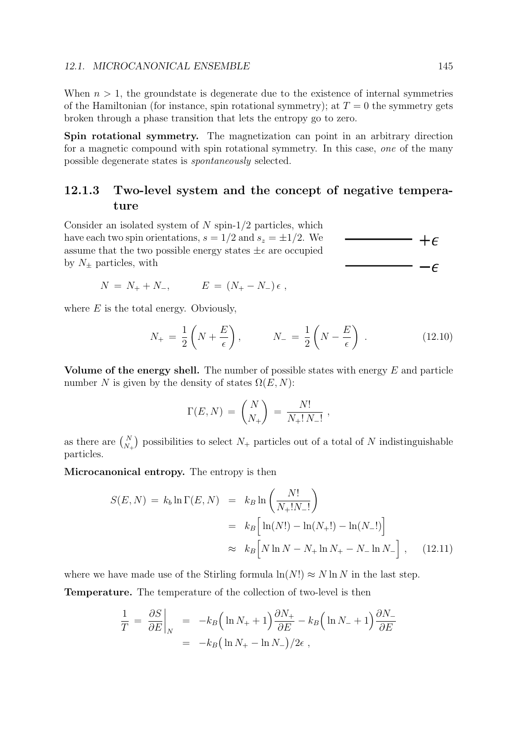When $n > 1$, the groundstate is degenerate due to the existence of internal symmetries of the Hamiltonian (for instance, spin rotational symmetry); at $T = 0$ the symmetry gets broken through a phase transition that lets the entropy go to zero.

**Spin rotational symmetry.** The magnetization can point in an arbitrary direction for a magnetic compound with spin rotational symmetry. In this case, *one* of the many possible degenerate states is *spontaneously* selected.

### 12.1.3 Two-level system and the concept of negative temperature

Consider an isolated system of $N$ spin-1/2 particles, which have each two spin orientations, $s = 1/2$ and $s_z = \pm 1/2$. We assume that the two possible energy states $\pm\epsilon$ are occupied by $N_\pm$ particles, with

$+\epsilon$

$-\epsilon$

$$N \;=\; N_+ + N_-, \qquad\qquad E \;=\; (N_+ - N_-)\,\epsilon\;,$$

where $E$ is the total energy. Obviously,

$$N_+ \;=\; \frac{1}{2}\left(N + \frac{E}{\epsilon}\right), \qquad\qquad N_- \;=\; \frac{1}{2}\left(N - \frac{E}{\epsilon}\right)\;. \tag{12.10}$$

**Volume of the energy shell.** The number of possible states with energy $E$ and particle number $N$ is given by the density of states $\Omega(E, N)$:

$$\Gamma(E,N) \;=\; \binom{N}{N_+} \;=\; \frac{N!}{N_+!\,N_-!}\;,$$

as there are $\binom{N}{N_+}$ possibilities to select $N_+$ particles out of a total of $N$ indistinguishable particles.

**Microcanonical entropy.** The entropy is then

$$\begin{aligned}
S(E,N) \;=\; k_b \ln\Gamma(E,N) \;&=\; k_B \ln\left(\frac{N!}{N_+!N_-!}\right) \\
&=\; k_B\Big[\ln(N!) - \ln(N_+!) - \ln(N_-!)\Big] \\
&\approx\; k_B\Big[N\ln N - N_+\ln N_+ - N_-\ln N_-\Big]\;,
\end{aligned} \tag{12.11}$$

where we have made use of the Stirling formula $\ln(N!) \approx N\ln N$ in the last step.

**Temperature.** The temperature of the collection of two-level is then

$$\begin{aligned}
\frac{1}{T} \;=\; \frac{\partial S}{\partial E}\bigg|_N \;&=\; -k_B\Big(\ln N_+ + 1\Big)\frac{\partial N_+}{\partial E} - k_B\Big(\ln N_- + 1\Big)\frac{\partial N_-}{\partial E} \\
&=\; -k_B\big(\ln N_+ - \ln N_-\big)/2\epsilon\;,
\end{aligned}$$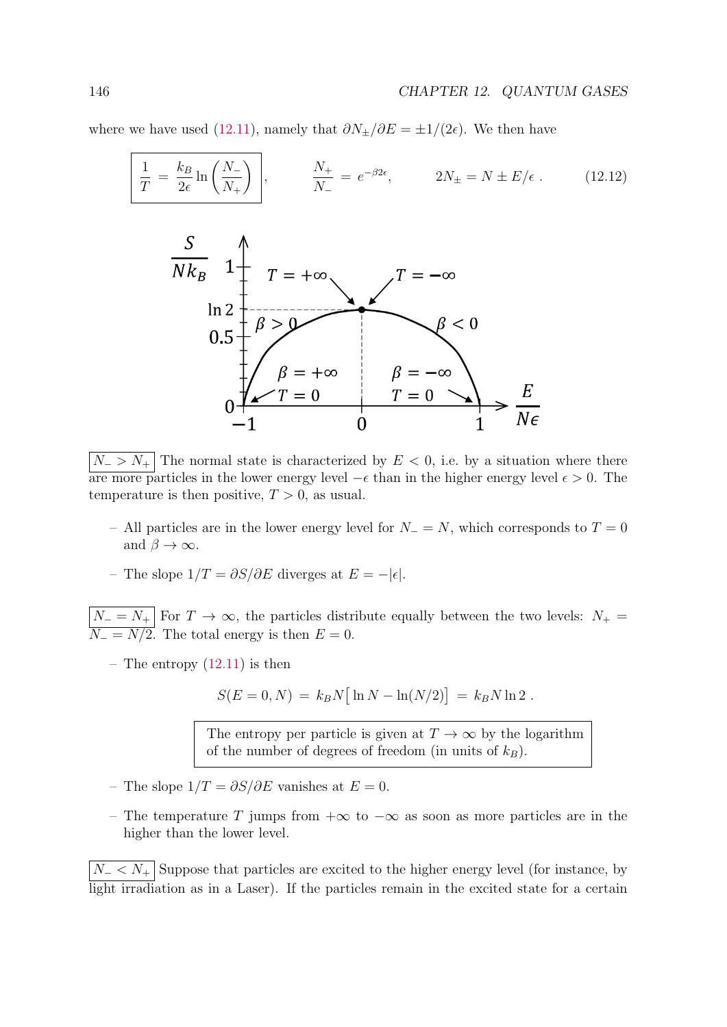where we have used (12.11), namely that $\partial N_\pm/\partial E = \pm 1/(2\epsilon)$. We then have

$$\boxed{\frac{1}{T} \;=\; \frac{k_B}{2\epsilon}\ln\left(\frac{N_-}{N_+}\right)}, \qquad \frac{N_+}{N_-} \;=\; e^{-\beta 2\epsilon}, \qquad 2N_\pm = N \pm E/\epsilon\ . \tag{12.12}$$

$\boxed{N_- > N_+}$ The normal state is characterized by $E < 0$, i.e. by a situation where there are more particles in the lower energy level $-\epsilon$ than in the higher energy level $\epsilon > 0$. The temperature is then positive, $T > 0$, as usual.

- All particles are in the lower energy level for $N_- = N$, which corresponds to $T = 0$ and $\beta \to \infty$.
- The slope $1/T = \partial S/\partial E$ diverges at $E = -|\epsilon|$.

$\boxed{N_- = N_+}$ For $T \to \infty$, the particles distribute equally between the two levels: $N_+ = N_- = N/2$. The total energy is then $E = 0$.

- The entropy (12.11) is then

$$S(E = 0, N) \;=\; k_B N\big[\ln N - \ln(N/2)\big] \;=\; k_B N \ln 2\ .$$

> The entropy per particle is given at $T \to \infty$ by the logarithm of the number of degrees of freedom (in units of $k_B$).

- The slope $1/T = \partial S/\partial E$ vanishes at $E = 0$.
- The temperature $T$ jumps from $+\infty$ to $-\infty$ as soon as more particles are in the higher than the lower level.

$\boxed{N_- < N_+}$ Suppose that particles are excited to the higher energy level (for instance, by light irradiation as in a Laser). If the particles remain in the excited state for a certain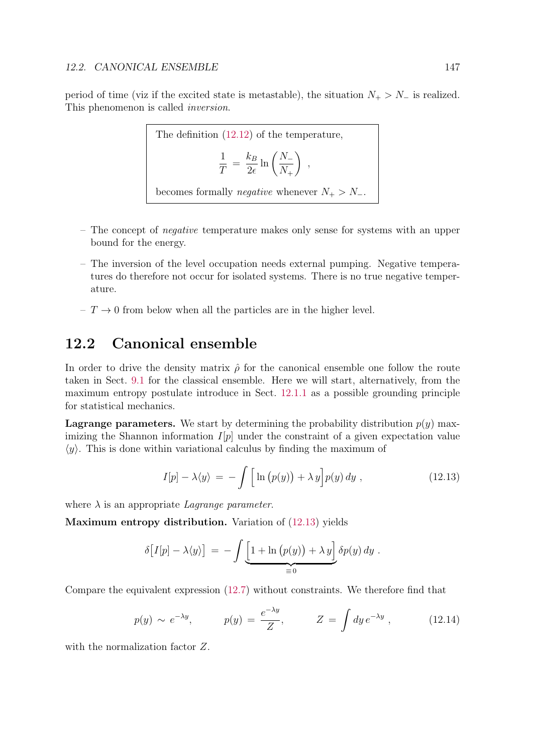period of time (viz if the excited state is metastable), the situation $N_+ > N_-$ is realized. This phenomenon is called *inversion*.

> The definition (12.12) of the temperature,
>
> $$\frac{1}{T} = \frac{k_B}{2\epsilon} \ln\left(\frac{N_-}{N_+}\right) ,$$
>
> becomes formally *negative* whenever $N_+ > N_-$.

– The concept of *negative* temperature makes only sense for systems with an upper bound for the energy.

– The inversion of the level occupation needs external pumping. Negative temperatures do therefore not occur for isolated systems. There is no true negative temperature.

– $T \to 0$ from below when all the particles are in the higher level.

## 12.2 Canonical ensemble

In order to drive the density matrix $\hat{\rho}$ for the canonical ensemble one follow the route taken in Sect. 9.1 for the classical ensemble. Here we will start, alternatively, from the maximum entropy postulate introduce in Sect. 12.1.1 as a possible grounding principle for statistical mechanics.

**Lagrange parameters.** We start by determining the probability distribution $p(y)$ maximizing the Shannon information $I[p]$ under the constraint of a given expectation value $\langle y \rangle$. This is done within variational calculus by finding the maximum of

$$I[p] - \lambda \langle y \rangle = -\int \Big[ \ln\big(p(y)\big) + \lambda\, y \Big] p(y)\, dy , \tag{12.13}$$

where $\lambda$ is an appropriate *Lagrange parameter*.

**Maximum entropy distribution.** Variation of (12.13) yields

$$\delta\big[I[p] - \lambda\langle y\rangle\big] = -\int \underbrace{\Big[1 + \ln\big(p(y)\big) + \lambda\, y\Big]}_{\equiv 0} \delta p(y)\, dy .$$

Compare the equivalent expression (12.7) without constraints. We therefore find that

$$p(y) \sim e^{-\lambda y}, \qquad p(y) = \frac{e^{-\lambda y}}{Z}, \qquad Z = \int dy\, e^{-\lambda y} , \tag{12.14}$$

with the normalization factor $Z$.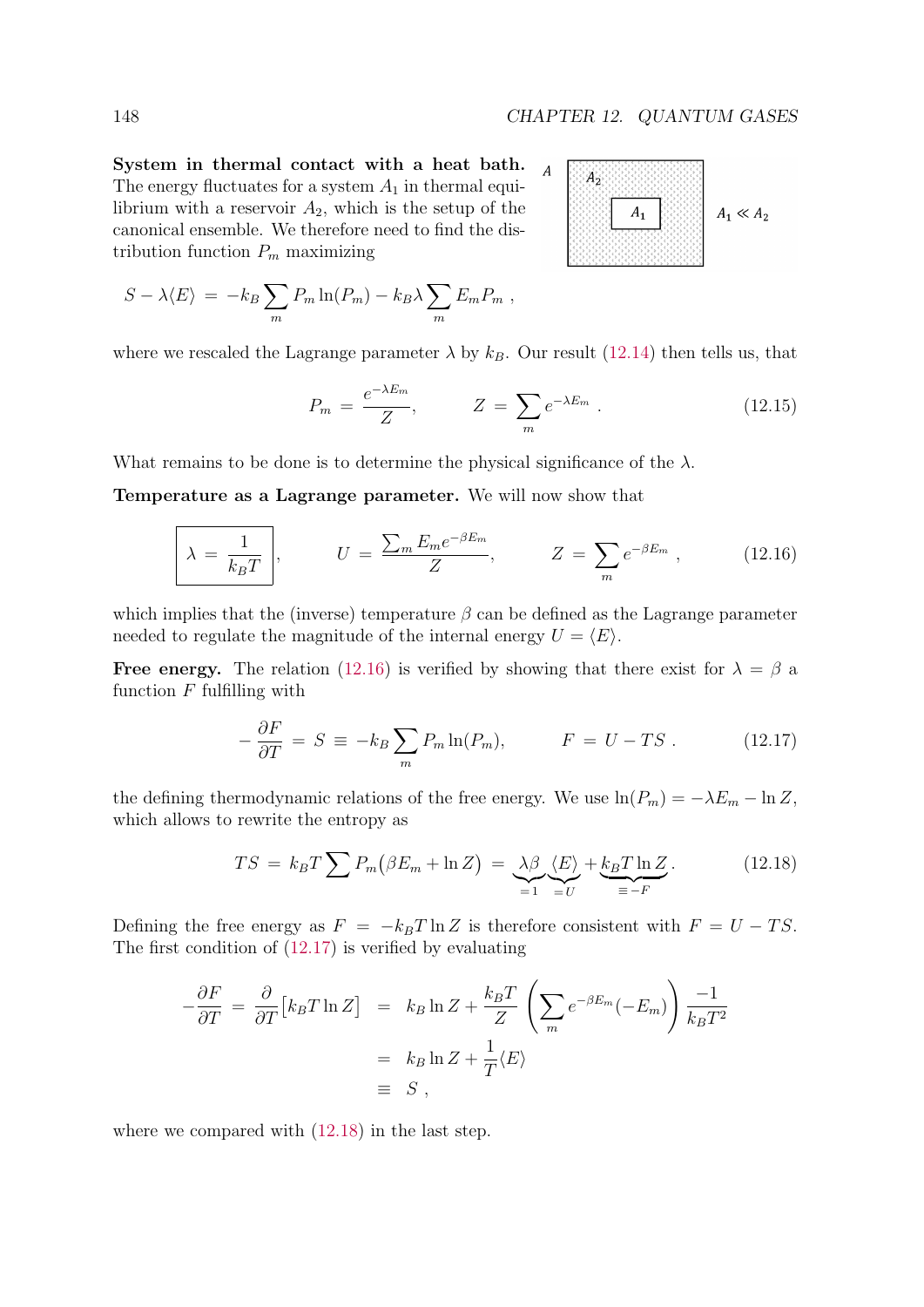**System in thermal contact with a heat bath.** The energy fluctuates for a system $A_1$ in thermal equilibrium with a reservoir $A_2$, which is the setup of the canonical ensemble. We therefore need to find the distribution function $P_m$ maximizing

$$S - \lambda\langle E\rangle \;=\; -k_B\sum_m P_m\ln(P_m) - k_B\lambda\sum_m E_m P_m \;,$$

where we rescaled the Lagrange parameter $\lambda$ by $k_B$. Our result (12.14) then tells us, that

$$P_m \;=\; \frac{e^{-\lambda E_m}}{Z}, \qquad\quad Z \;=\; \sum_m e^{-\lambda E_m} \;. \tag{12.15}$$

What remains to be done is to determine the physical significance of the $\lambda$.

**Temperature as a Lagrange parameter.** We will now show that

$$\boxed{\lambda \;=\; \frac{1}{k_B T}}, \qquad\quad U \;=\; \frac{\sum_m E_m e^{-\beta E_m}}{Z}, \qquad\quad Z \;=\; \sum_m e^{-\beta E_m} \;, \tag{12.16}$$

which implies that the (inverse) temperature $\beta$ can be defined as the Lagrange parameter needed to regulate the magnitude of the internal energy $U = \langle E\rangle$.

**Free energy.** The relation (12.16) is verified by showing that there exist for $\lambda = \beta$ a function $F$ fulfilling with

$$-\frac{\partial F}{\partial T} \;=\; S \;\equiv\; -k_B\sum_m P_m\ln(P_m), \qquad\quad F \;=\; U - TS \;. \tag{12.17}$$

the defining thermodynamic relations of the free energy. We use $\ln(P_m) = -\lambda E_m - \ln Z$, which allows to rewrite the entropy as

$$TS \;=\; k_B T\sum P_m\big(\beta E_m + \ln Z\big) \;=\; \underbrace{\lambda\beta}_{=1}\,\underbrace{\langle E\rangle}_{=U} + \underbrace{k_B T\ln Z}_{\equiv -F}. \tag{12.18}$$

Defining the free energy as $F = -k_B T\ln Z$ is therefore consistent with $F = U - TS$. The first condition of (12.17) is verified by evaluating

$$\begin{aligned}
-\frac{\partial F}{\partial T} \;=\; \frac{\partial}{\partial T}\big[k_B T\ln Z\big] \;&=\; k_B\ln Z + \frac{k_B T}{Z}\left(\sum_m e^{-\beta E_m}(-E_m)\right)\frac{-1}{k_B T^2} \\
&=\; k_B\ln Z + \frac{1}{T}\langle E\rangle \\
&\equiv\; S \;,
\end{aligned}$$

where we compared with (12.18) in the last step.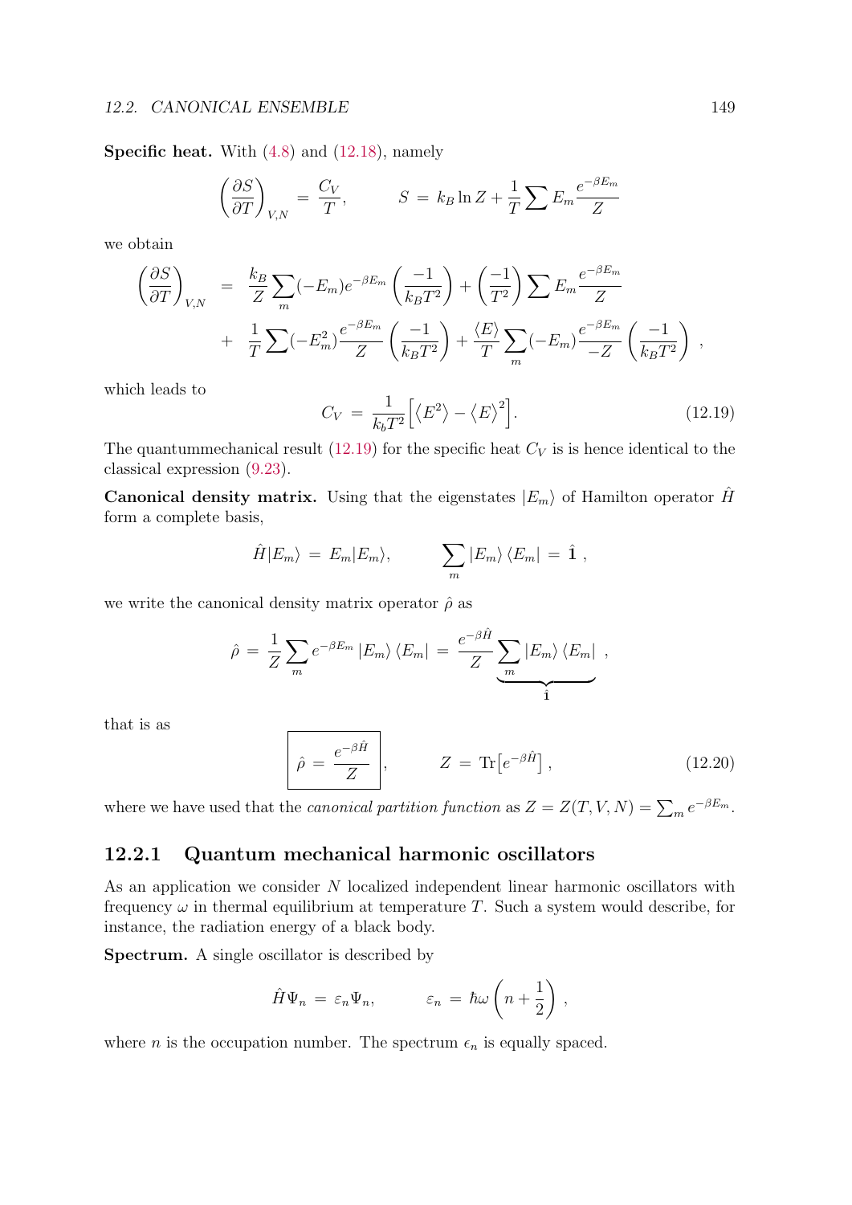**Specific heat.** With (4.8) and (12.18), namely

$$\left(\frac{\partial S}{\partial T}\right)_{V,N} = \frac{C_V}{T}, \qquad S = k_B \ln Z + \frac{1}{T}\sum E_m \frac{e^{-\beta E_m}}{Z}$$

we obtain

$$\begin{aligned}
\left(\frac{\partial S}{\partial T}\right)_{V,N} &= \frac{k_B}{Z}\sum_m (-E_m) e^{-\beta E_m}\left(\frac{-1}{k_B T^2}\right) + \left(\frac{-1}{T^2}\right)\sum E_m \frac{e^{-\beta E_m}}{Z} \\
&+ \frac{1}{T}\sum (-E_m^2)\frac{e^{-\beta E_m}}{Z}\left(\frac{-1}{k_B T^2}\right) + \frac{\langle E\rangle}{T}\sum_m (-E_m)\frac{e^{-\beta E_m}}{-Z}\left(\frac{-1}{k_B T^2}\right) ,
\end{aligned}$$

which leads to

$$C_V = \frac{1}{k_b T^2}\Big[\big\langle E^2\big\rangle - \big\langle E\big\rangle^2\Big]. \tag{12.19}$$

The quantummechanical result (12.19) for the specific heat $C_V$ is is hence identical to the classical expression (9.23).

**Canonical density matrix.** Using that the eigenstates $|E_m\rangle$ of Hamilton operator $\hat{H}$ form a complete basis,

$$\hat{H}|E_m\rangle = E_m|E_m\rangle, \qquad \sum_m |E_m\rangle\langle E_m| = \hat{\mathbf{1}} ,$$

we write the canonical density matrix operator $\hat{\rho}$ as

$$\hat{\rho} = \frac{1}{Z}\sum_m e^{-\beta E_m}|E_m\rangle\langle E_m| = \frac{e^{-\beta\hat{H}}}{Z}\underbrace{\sum_m |E_m\rangle\langle E_m|}_{\hat{\mathbf{1}}} ,$$

that is as

$$\boxed{\hat{\rho} = \frac{e^{-\beta\hat{H}}}{Z}}, \qquad Z = \mathrm{Tr}\big[e^{-\beta\hat{H}}\big] , \tag{12.20}$$

where we have used that the *canonical partition function* as $Z = Z(T,V,N) = \sum_m e^{-\beta E_m}$.

### 12.2.1 Quantum mechanical harmonic oscillators

As an application we consider $N$ localized independent linear harmonic oscillators with frequency $\omega$ in thermal equilibrium at temperature $T$. Such a system would describe, for instance, the radiation energy of a black body.

**Spectrum.** A single oscillator is described by

$$\hat{H}\Psi_n = \varepsilon_n\Psi_n, \qquad \varepsilon_n = \hbar\omega\left(n+\frac{1}{2}\right) ,$$

where $n$ is the occupation number. The spectrum $\epsilon_n$ is equally spaced.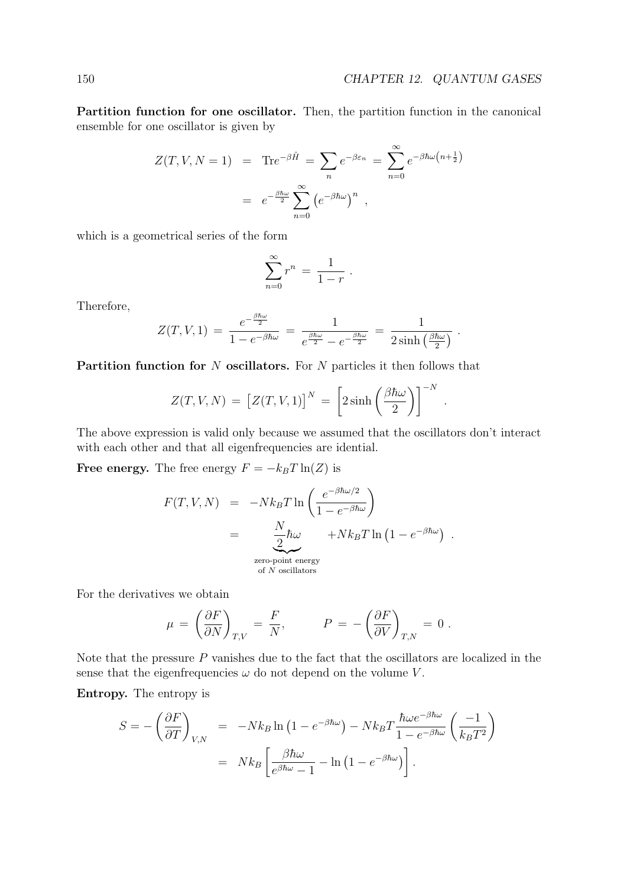**Partition function for one oscillator.** Then, the partition function in the canonical ensemble for one oscillator is given by

$$
\begin{aligned}
Z(T,V,N=1) &= \text{Tr}e^{-\beta\hat{H}} = \sum_n e^{-\beta\varepsilon_n} = \sum_{n=0}^{\infty} e^{-\beta\hbar\omega\left(n+\frac{1}{2}\right)} \\
&= e^{-\frac{\beta\hbar\omega}{2}} \sum_{n=0}^{\infty} \left(e^{-\beta\hbar\omega}\right)^n ,
\end{aligned}
$$

which is a geometrical series of the form

$$
\sum_{n=0}^{\infty} r^n = \frac{1}{1-r} .
$$

Therefore,

$$
Z(T,V,1) = \frac{e^{-\frac{\beta\hbar\omega}{2}}}{1-e^{-\beta\hbar\omega}} = \frac{1}{e^{\frac{\beta\hbar\omega}{2}} - e^{-\frac{\beta\hbar\omega}{2}}} = \frac{1}{2\sinh\left(\frac{\beta\hbar\omega}{2}\right)} .
$$

**Partition function for $N$ oscillators.** For $N$ particles it then follows that

$$
Z(T,V,N) = \left[Z(T,V,1)\right]^N = \left[2\sinh\left(\frac{\beta\hbar\omega}{2}\right)\right]^{-N} .
$$

The above expression is valid only because we assumed that the oscillators don't interact with each other and that all eigenfrequencies are idential.

**Free energy.** The free energy $F = -k_BT\ln(Z)$ is

$$
\begin{aligned}
F(T,V,N) &= -Nk_BT\ln\left(\frac{e^{-\beta\hbar\omega/2}}{1-e^{-\beta\hbar\omega}}\right) \\
&= \underbrace{\frac{N}{2}\hbar\omega}_{\substack{\text{zero-point energy} \\ \text{of } N \text{ oscillators}}} + Nk_BT\ln\left(1-e^{-\beta\hbar\omega}\right) .
\end{aligned}
$$

For the derivatives we obtain

$$
\mu = \left(\frac{\partial F}{\partial N}\right)_{T,V} = \frac{F}{N}, \qquad P = -\left(\frac{\partial F}{\partial V}\right)_{T,N} = 0 .
$$

Note that the pressure $P$ vanishes due to the fact that the oscillators are localized in the sense that the eigenfrequencies $\omega$ do not depend on the volume $V$.

**Entropy.** The entropy is

$$
\begin{aligned}
S = -\left(\frac{\partial F}{\partial T}\right)_{V,N} &= -Nk_B\ln\left(1-e^{-\beta\hbar\omega}\right) - Nk_BT\frac{\hbar\omega e^{-\beta\hbar\omega}}{1-e^{-\beta\hbar\omega}}\left(\frac{-1}{k_BT^2}\right) \\
&= Nk_B\left[\frac{\beta\hbar\omega}{e^{\beta\hbar\omega}-1} - \ln\left(1-e^{-\beta\hbar\omega}\right)\right].
\end{aligned}
$$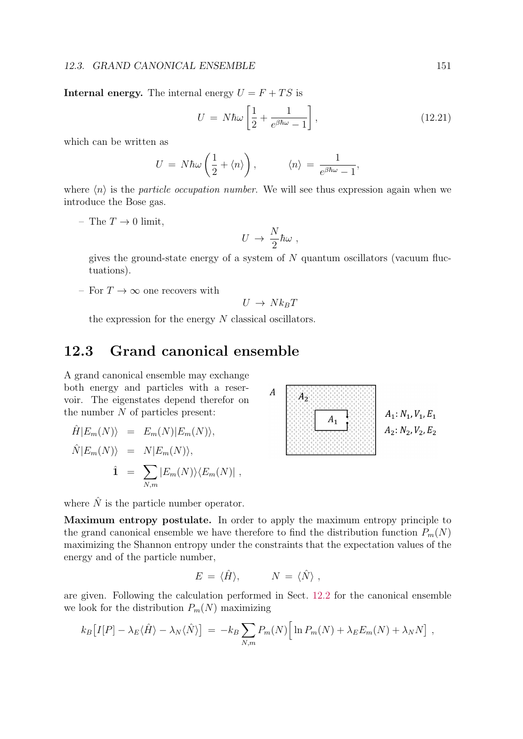**Internal energy.** The internal energy $U = F + TS$ is

$$U = N\hbar\omega\left[\frac{1}{2} + \frac{1}{e^{\beta\hbar\omega}-1}\right], \tag{12.21}$$

which can be written as

$$U = N\hbar\omega\left(\frac{1}{2} + \langle n\rangle\right), \qquad \langle n\rangle = \frac{1}{e^{\beta\hbar\omega}-1},$$

where $\langle n\rangle$ is the *particle occupation number*. We will see thus expression again when we introduce the Bose gas.

– The $T \to 0$ limit,

$$U \to \frac{N}{2}\hbar\omega\ ,$$

gives the ground-state energy of a system of $N$ quantum oscillators (vacuum fluctuations).

– For $T \to \infty$ one recovers with

$$U \to Nk_BT$$

the expression for the energy $N$ classical oscillators.

## 12.3 Grand canonical ensemble

A grand canonical ensemble may exchange both energy and particles with a reservoir. The eigenstates depend therefor on the number $N$ of particles present:

$A_1: N_1, V_1, E_1$

$A_2: N_2, V_2, E_2$

$$\begin{aligned}
\hat{H}|E_m(N)\rangle &= E_m(N)|E_m(N)\rangle,\\
\hat{N}|E_m(N)\rangle &= N|E_m(N)\rangle,\\
\hat{\mathbf{1}} &= \sum_{N,m}|E_m(N)\rangle\langle E_m(N)|\ ,
\end{aligned}$$

where $\hat{N}$ is the particle number operator.

**Maximum entropy postulate.** In order to apply the maximum entropy principle to the grand canonical ensemble we have therefore to find the distribution function $P_m(N)$ maximizing the Shannon entropy under the constraints that the expectation values of the energy and of the particle number,

$$E = \langle\hat{H}\rangle, \qquad N = \langle\hat{N}\rangle\ ,$$

are given. Following the calculation performed in Sect. 12.2 for the canonical ensemble we look for the distribution $P_m(N)$ maximizing

$$k_B\big[I[P] - \lambda_E\langle\hat{H}\rangle - \lambda_N\langle\hat{N}\rangle\big] = -k_B\sum_{N,m}P_m(N)\Big[\ln P_m(N) + \lambda_E E_m(N) + \lambda_N N\Big]\ ,$$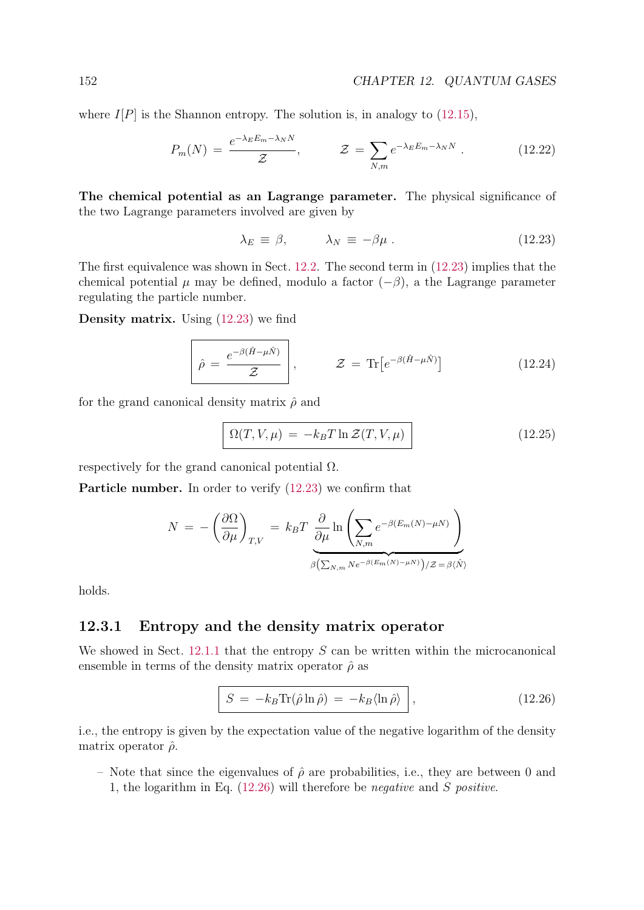where $I[P]$ is the Shannon entropy. The solution is, in analogy to (12.15),

$$P_m(N) \;=\; \frac{e^{-\lambda_E E_m - \lambda_N N}}{\mathcal{Z}}, \qquad \mathcal{Z} \;=\; \sum_{N,m} e^{-\lambda_E E_m - \lambda_N N} \;. \tag{12.22}$$

**The chemical potential as an Lagrange parameter.** The physical significance of the two Lagrange parameters involved are given by

$$\lambda_E \;\equiv\; \beta, \qquad \lambda_N \;\equiv\; -\beta\mu \;. \tag{12.23}$$

The first equivalence was shown in Sect. 12.2. The second term in (12.23) implies that the chemical potential $\mu$ may be defined, modulo a factor $(-\beta)$, a the Lagrange parameter regulating the particle number.

**Density matrix.** Using (12.23) we find

$$\boxed{\hat\rho \;=\; \frac{e^{-\beta(\hat H - \mu\hat N)}}{\mathcal{Z}}}\,, \qquad \mathcal{Z} \;=\; \mathrm{Tr}\big[e^{-\beta(\hat H - \mu\hat N)}\big] \tag{12.24}$$

for the grand canonical density matrix $\hat\rho$ and

$$\boxed{\Omega(T,V,\mu) \;=\; -k_B T \ln \mathcal{Z}(T,V,\mu)} \tag{12.25}$$

respectively for the grand canonical potential $\Omega$.

**Particle number.** In order to verify (12.23) we confirm that

$$N \;=\; -\left(\frac{\partial \Omega}{\partial \mu}\right)_{T,V} \;=\; k_B T\; \underbrace{\frac{\partial}{\partial \mu} \ln\left(\sum_{N,m} e^{-\beta(E_m(N) - \mu N)}\right)}_{\beta\left(\sum_{N,m} N e^{-\beta(E_m(N)-\mu N)}\right)/\mathcal{Z} \,=\, \beta\langle \hat N\rangle}$$

holds.

### 12.3.1 Entropy and the density matrix operator

We showed in Sect. 12.1.1 that the entropy $S$ can be written within the microcanonical ensemble in terms of the density matrix operator $\hat\rho$ as

$$\boxed{S \;=\; -k_B \mathrm{Tr}(\hat\rho \ln \hat\rho) \;=\; -k_B \langle \ln \hat\rho\rangle}\,, \tag{12.26}$$

i.e., the entropy is given by the expectation value of the negative logarithm of the density matrix operator $\hat\rho$.

- Note that since the eigenvalues of $\hat\rho$ are probabilities, i.e., they are between 0 and 1, the logarithm in Eq. (12.26) will therefore be *negative* and $S$ *positive*.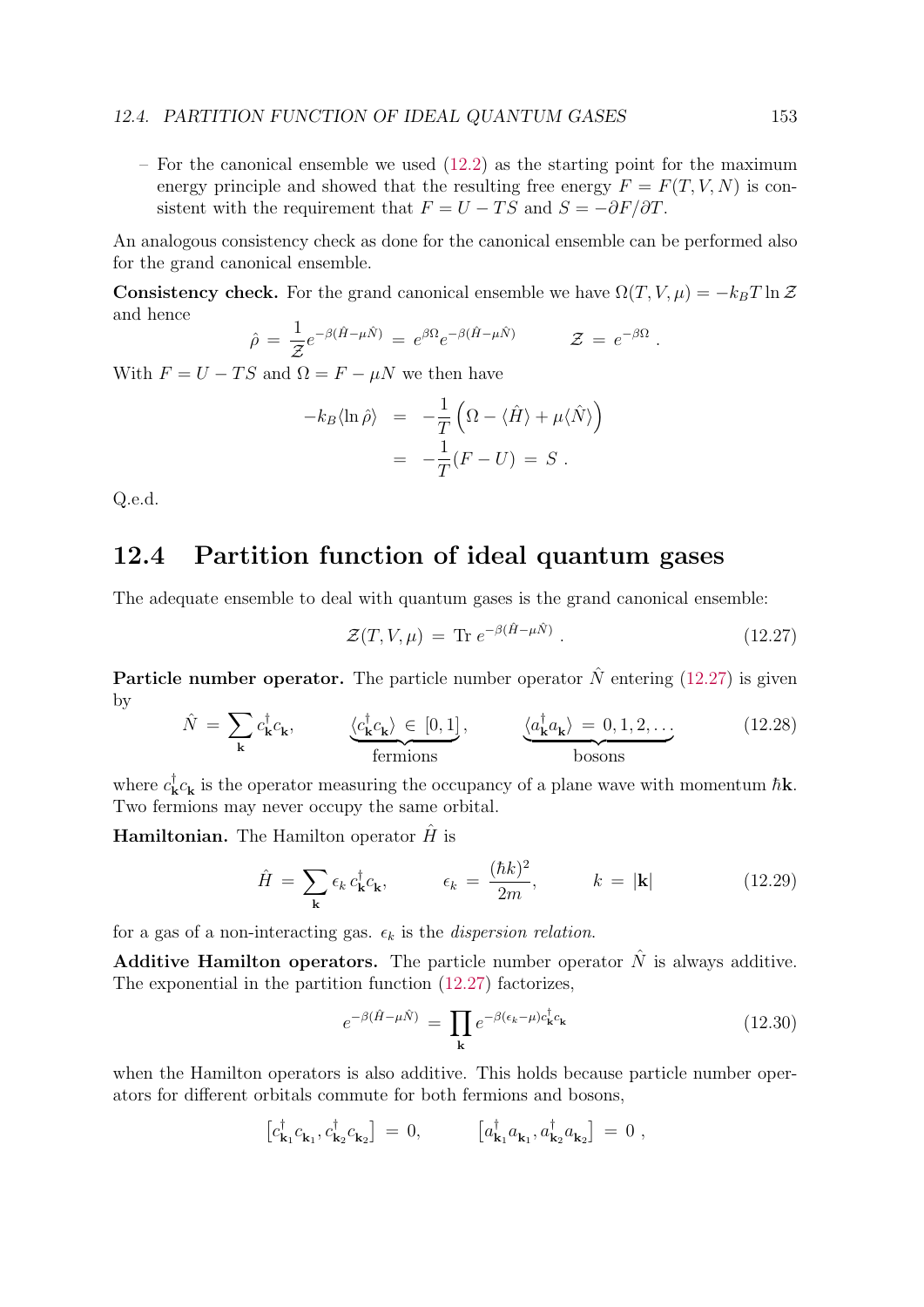– For the canonical ensemble we used (12.2) as the starting point for the maximum energy principle and showed that the resulting free energy $F = F(T, V, N)$ is consistent with the requirement that $F = U - TS$ and $S = -\partial F/\partial T$.

An analogous consistency check as done for the canonical ensemble can be performed also for the grand canonical ensemble.

**Consistency check.** For the grand canonical ensemble we have $\Omega(T, V, \mu) = -k_B T \ln \mathcal{Z}$ and hence

$$\hat{\rho} = \frac{1}{\mathcal{Z}} e^{-\beta(\hat{H}-\mu\hat{N})} = e^{\beta\Omega} e^{-\beta(\hat{H}-\mu\hat{N})} \qquad \mathcal{Z} = e^{-\beta\Omega} .$$

With $F = U - TS$ and $\Omega = F - \mu N$ we then have

$$\begin{aligned} -k_B \langle \ln \hat{\rho} \rangle &= -\frac{1}{T}\left(\Omega - \langle \hat{H} \rangle + \mu \langle \hat{N} \rangle\right) \\ &= -\frac{1}{T}(F - U) = S . \end{aligned}$$

Q.e.d.

## 12.4 Partition function of ideal quantum gases

The adequate ensemble to deal with quantum gases is the grand canonical ensemble:

$$\mathcal{Z}(T, V, \mu) = \text{Tr}\, e^{-\beta(\hat{H}-\mu\hat{N})} . \tag{12.27}$$

**Particle number operator.** The particle number operator $\hat{N}$ entering (12.27) is given by

$$\hat{N} = \sum_{\mathbf{k}} c^\dagger_{\mathbf{k}} c_{\mathbf{k}}, \qquad \underbrace{\langle c^\dagger_{\mathbf{k}} c_{\mathbf{k}} \rangle \in [0, 1]}_{\text{fermions}}, \qquad \underbrace{\langle a^\dagger_{\mathbf{k}} a_{\mathbf{k}} \rangle = 0, 1, 2, \dots}_{\text{bosons}} \tag{12.28}$$

where $c^\dagger_{\mathbf{k}} c_{\mathbf{k}}$ is the operator measuring the occupancy of a plane wave with momentum $\hbar\mathbf{k}$. Two fermions may never occupy the same orbital.

**Hamiltonian.** The Hamilton operator $\hat{H}$ is

$$\hat{H} = \sum_{\mathbf{k}} \epsilon_k\, c^\dagger_{\mathbf{k}} c_{\mathbf{k}}, \qquad \epsilon_k = \frac{(\hbar k)^2}{2m}, \qquad k = |\mathbf{k}| \tag{12.29}$$

for a gas of a non-interacting gas. $\epsilon_k$ is the *dispersion relation.*

**Additive Hamilton operators.** The particle number operator $\hat{N}$ is always additive. The exponential in the partition function (12.27) factorizes,

$$e^{-\beta(\hat{H}-\mu\hat{N})} = \prod_{\mathbf{k}} e^{-\beta(\epsilon_k-\mu)c^\dagger_{\mathbf{k}} c_{\mathbf{k}}} \tag{12.30}$$

when the Hamilton operators is also additive. This holds because particle number operators for different orbitals commute for both fermions and bosons,

$$\left[c^\dagger_{\mathbf{k}_1} c_{\mathbf{k}_1}, c^\dagger_{\mathbf{k}_2} c_{\mathbf{k}_2}\right] = 0, \qquad \left[a^\dagger_{\mathbf{k}_1} a_{\mathbf{k}_1}, a^\dagger_{\mathbf{k}_2} a_{\mathbf{k}_2}\right] = 0 ,$$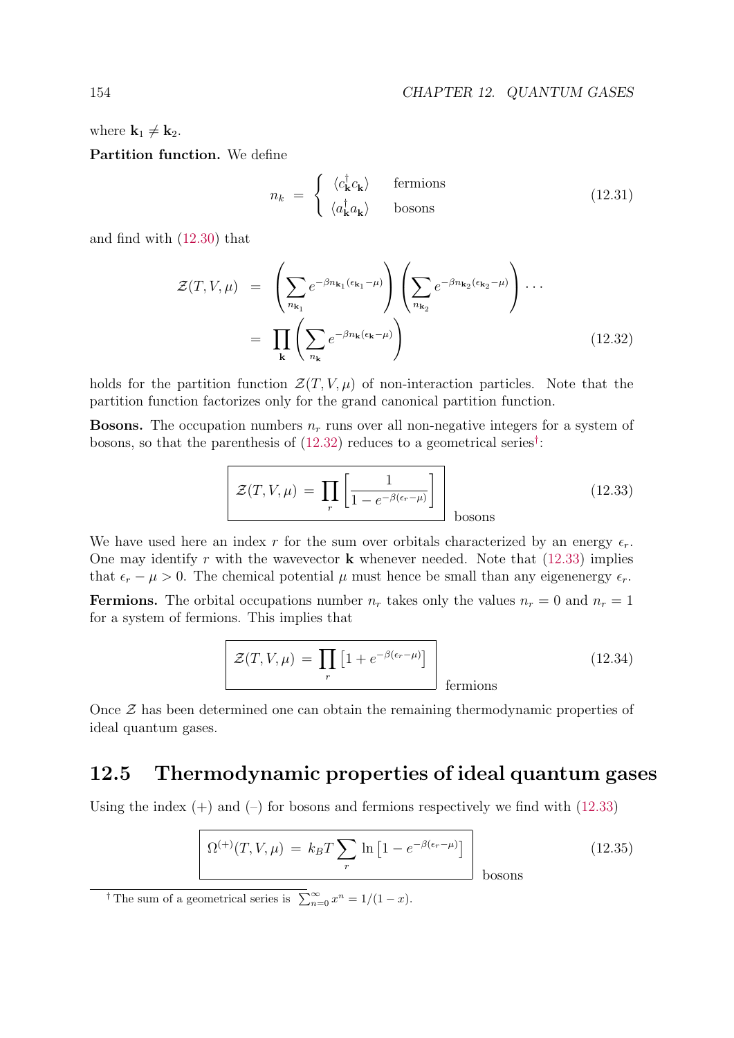where $\mathbf{k}_1 \neq \mathbf{k}_2$.

**Partition function.** We define

$$
n_k \;=\; \begin{cases} \langle c^\dagger_{\mathbf{k}} c_{\mathbf{k}} \rangle & \text{fermions} \\ \langle a^\dagger_{\mathbf{k}} a_{\mathbf{k}} \rangle & \text{bosons} \end{cases} \tag{12.31}
$$

and find with (12.30) that

$$
\begin{aligned}
\mathcal{Z}(T,V,\mu) &= \left( \sum_{n_{\mathbf{k}_1}} e^{-\beta n_{\mathbf{k}_1}(\epsilon_{\mathbf{k}_1}-\mu)} \right) \left( \sum_{n_{\mathbf{k}_2}} e^{-\beta n_{\mathbf{k}_2}(\epsilon_{\mathbf{k}_2}-\mu)} \right) \dots \\
&= \prod_{\mathbf{k}} \left( \sum_{n_{\mathbf{k}}} e^{-\beta n_{\mathbf{k}}(\epsilon_{\mathbf{k}}-\mu)} \right)
\end{aligned} \tag{12.32}
$$

holds for the partition function $\mathcal{Z}(T,V,\mu)$ of non-interaction particles. Note that the partition function factorizes only for the grand canonical partition function.

**Bosons.** The occupation numbers $n_r$ runs over all non-negative integers for a system of bosons, so that the parenthesis of (12.32) reduces to a geometrical series[†]:

$$
\boxed{\mathcal{Z}(T,V,\mu) \;=\; \prod_r \left[ \frac{1}{1-e^{-\beta(\epsilon_r-\mu)}} \right]} \quad \text{bosons} \tag{12.33}
$$

We have used here an index $r$ for the sum over orbitals characterized by an energy $\epsilon_r$. One may identify $r$ with the wavevector $\mathbf{k}$ whenever needed. Note that (12.33) implies that $\epsilon_r - \mu > 0$. The chemical potential $\mu$ must hence be small than any eigenenergy $\epsilon_r$.

**Fermions.** The orbital occupations number $n_r$ takes only the values $n_r = 0$ and $n_r = 1$ for a system of fermions. This implies that

$$
\boxed{\mathcal{Z}(T,V,\mu) \;=\; \prod_r \left[ 1+e^{-\beta(\epsilon_r-\mu)} \right]} \quad \text{fermions} \tag{12.34}
$$

Once $\mathcal{Z}$ has been determined one can obtain the remaining thermodynamic properties of ideal quantum gases.

## 12.5 Thermodynamic properties of ideal quantum gases

Using the index (+) and (–) for bosons and fermions respectively we find with (12.33)

$$
\boxed{\Omega^{(+)}(T,V,\mu) \;=\; k_B T \sum_r \ln\left[ 1-e^{-\beta(\epsilon_r-\mu)} \right]} \quad \text{bosons} \tag{12.35}
$$

---

[†] The sum of a geometrical series is $\sum_{n=0}^{\infty} x^n = 1/(1-x)$.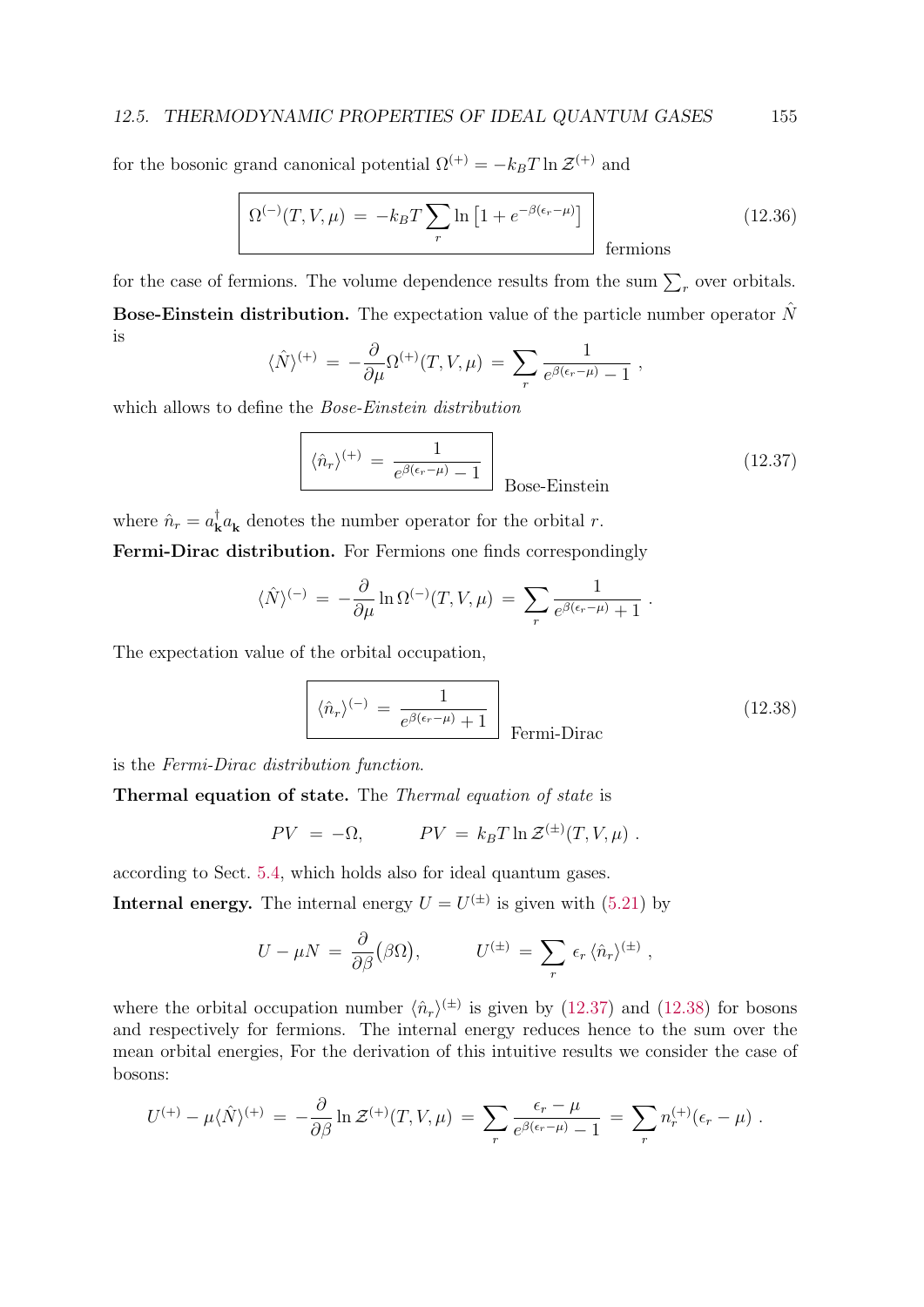for the bosonic grand canonical potential $\Omega^{(+)} = -k_B T \ln \mathcal{Z}^{(+)}$ and

$$
\boxed{\Omega^{(-)}(T,V,\mu) \;=\; -k_B T \sum_r \ln\left[1 + e^{-\beta(\epsilon_r - \mu)}\right]} \qquad \text{fermions} \tag{12.36}
$$

for the case of fermions. The volume dependence results from the sum $\sum_r$ over orbitals.

**Bose-Einstein distribution.** The expectation value of the particle number operator $\hat{N}$ is

$$
\langle \hat{N} \rangle^{(+)} \;=\; -\frac{\partial}{\partial \mu}\Omega^{(+)}(T,V,\mu) \;=\; \sum_r \frac{1}{e^{\beta(\epsilon_r-\mu)}-1} \;,
$$

which allows to define the *Bose-Einstein distribution*

$$
\boxed{\langle \hat{n}_r \rangle^{(+)} \;=\; \frac{1}{e^{\beta(\epsilon_r-\mu)}-1}} \qquad \text{Bose-Einstein} \tag{12.37}
$$

where $\hat{n}_r = a^\dagger_{\mathbf{k}} a_{\mathbf{k}}$ denotes the number operator for the orbital $r$.

**Fermi-Dirac distribution.** For Fermions one finds correspondingly

$$
\langle \hat{N} \rangle^{(-)} \;=\; -\frac{\partial}{\partial \mu}\ln \Omega^{(-)}(T,V,\mu) \;=\; \sum_r \frac{1}{e^{\beta(\epsilon_r-\mu)}+1} \;.
$$

The expectation value of the orbital occupation,

$$
\boxed{\langle \hat{n}_r \rangle^{(-)} \;=\; \frac{1}{e^{\beta(\epsilon_r-\mu)}+1}} \qquad \text{Fermi-Dirac} \tag{12.38}
$$

is the *Fermi-Dirac distribution function*.

**Thermal equation of state.** The *Thermal equation of state* is

$$
PV \;=\; -\Omega, \qquad\qquad PV \;=\; k_B T \ln \mathcal{Z}^{(\pm)}(T,V,\mu) \;.
$$

according to Sect. 5.4, which holds also for ideal quantum gases.

**Internal energy.** The internal energy $U = U^{(\pm)}$ is given with (5.21) by

$$
U - \mu N \;=\; \frac{\partial}{\partial \beta}\big(\beta\Omega\big), \qquad\qquad U^{(\pm)} \;=\; \sum_r \epsilon_r \, \langle \hat{n}_r \rangle^{(\pm)} \;,
$$

where the orbital occupation number $\langle \hat{n}_r \rangle^{(\pm)}$ is given by (12.37) and (12.38) for bosons and respectively for fermions. The internal energy reduces hence to the sum over the mean orbital energies, For the derivation of this intuitive results we consider the case of bosons:

$$
U^{(+)} - \mu \langle \hat{N} \rangle^{(+)} \;=\; -\frac{\partial}{\partial \beta}\ln \mathcal{Z}^{(+)}(T,V,\mu) \;=\; \sum_r \frac{\epsilon_r - \mu}{e^{\beta(\epsilon_r-\mu)}-1} \;=\; \sum_r n_r^{(+)}(\epsilon_r - \mu) \;.
$$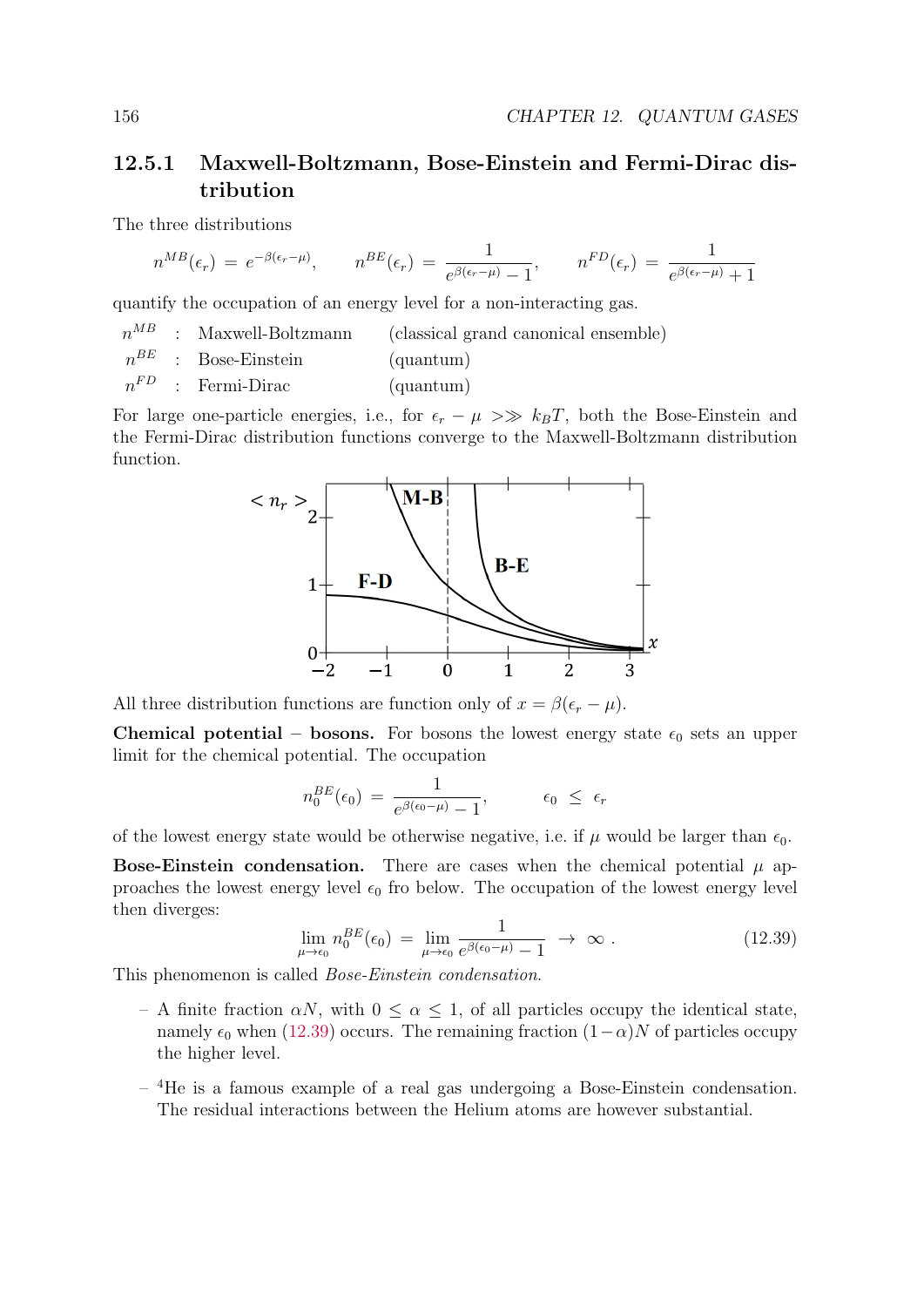### 12.5.1 Maxwell-Boltzmann, Bose-Einstein and Fermi-Dirac distribution

The three distributions

$$n^{MB}(\epsilon_r) = e^{-\beta(\epsilon_r-\mu)}, \qquad n^{BE}(\epsilon_r) = \frac{1}{e^{\beta(\epsilon_r-\mu)}-1}, \qquad n^{FD}(\epsilon_r) = \frac{1}{e^{\beta(\epsilon_r-\mu)}+1}$$

quantify the occupation of an energy level for a non-interacting gas.

| | | | |
|---|---|---|---|
| $n^{MB}$ | : | Maxwell-Boltzmann | (classical grand canonical ensemble) |
| $n^{BE}$ | : | Bose-Einstein | (quantum) |
| $n^{FD}$ | : | Fermi-Dirac | (quantum) |

For large one-particle energies, i.e., for $\epsilon_r - \mu >\gg k_BT$, both the Bose-Einstein and the Fermi-Dirac distribution functions converge to the Maxwell-Boltzmann distribution function.

All three distribution functions are function only of $x = \beta(\epsilon_r - \mu)$.

**Chemical potential – bosons.** For bosons the lowest energy state $\epsilon_0$ sets an upper limit for the chemical potential. The occupation

$$n_0^{BE}(\epsilon_0) = \frac{1}{e^{\beta(\epsilon_0-\mu)}-1}, \qquad \epsilon_0 \le \epsilon_r$$

of the lowest energy state would be otherwise negative, i.e. if $\mu$ would be larger than $\epsilon_0$.

**Bose-Einstein condensation.** There are cases when the chemical potential $\mu$ approaches the lowest energy level $\epsilon_0$ fro below. The occupation of the lowest energy level then diverges:

$$\lim_{\mu\to\epsilon_0} n_0^{BE}(\epsilon_0) = \lim_{\mu\to\epsilon_0} \frac{1}{e^{\beta(\epsilon_0-\mu)}-1} \to \infty . \qquad (12.39)$$

This phenomenon is called *Bose-Einstein condensation*.

- A finite fraction $\alpha N$, with $0 \le \alpha \le 1$, of all particles occupy the identical state, namely $\epsilon_0$ when (12.39) occurs. The remaining fraction $(1-\alpha)N$ of particles occupy the higher level.
- $^4$He is a famous example of a real gas undergoing a Bose-Einstein condensation. The residual interactions between the Helium atoms are however substantial.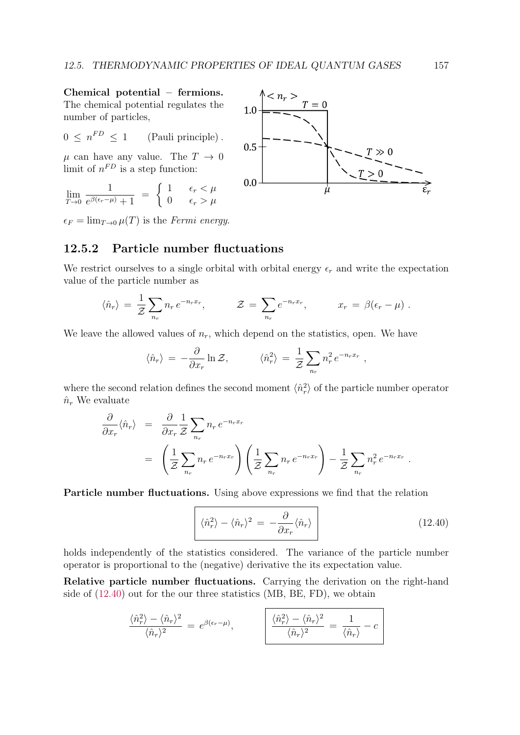**Chemical potential – fermions.** The chemical potential regulates the number of particles,

$$0 \le n^{FD} \le 1 \qquad \text{(Pauli principle)}\,.$$

$\mu$ can have any value. The $T \to 0$ limit of $n^{FD}$ is a step function:

$$\lim_{T\to 0} \frac{1}{e^{\beta(\epsilon_r-\mu)}+1} \;=\; \begin{cases} 1 & \epsilon_r < \mu \\ 0 & \epsilon_r > \mu \end{cases}$$

$\epsilon_F = \lim_{T\to 0}\mu(T)$ is the *Fermi energy*.

## 12.5.2 Particle number fluctuations

We restrict ourselves to a single orbital with orbital energy $\epsilon_r$ and write the expectation value of the particle number as

$$\langle \hat{n}_r\rangle \;=\; \frac{1}{\mathcal{Z}}\sum_{n_r} n_r\, e^{-n_r x_r}, \qquad \mathcal{Z} \;=\; \sum_{n_r} e^{-n_r x_r}, \qquad x_r \;=\; \beta(\epsilon_r-\mu)\,.$$

We leave the allowed values of $n_r$, which depend on the statistics, open. We have

$$\langle \hat{n}_r\rangle \;=\; -\frac{\partial}{\partial x_r}\ln \mathcal{Z}, \qquad \langle \hat{n}_r^2\rangle \;=\; \frac{1}{\mathcal{Z}}\sum_{n_r} n_r^2\, e^{-n_r x_r}\;,$$

where the second relation defines the second moment $\langle \hat{n}_r^2\rangle$ of the particle number operator $\hat{n}_r$ We evaluate

$$\begin{aligned}
\frac{\partial}{\partial x_r}\langle \hat{n}_r\rangle \;&=\; \frac{\partial}{\partial x_r}\frac{1}{\mathcal{Z}}\sum_{n_r} n_r\, e^{-n_r x_r} \\
&=\; \left(\frac{1}{\mathcal{Z}}\sum_{n_r} n_r\, e^{-n_r x_r}\right)\left(\frac{1}{\mathcal{Z}}\sum_{n_r} n_r\, e^{-n_r x_r}\right) - \frac{1}{\mathcal{Z}}\sum_{n_r} n_r^2\, e^{-n_r x_r}\;.
\end{aligned}$$

**Particle number fluctuations.** Using above expressions we find that the relation

$$\boxed{\langle \hat{n}_r^2\rangle - \langle \hat{n}_r\rangle^2 \;=\; -\frac{\partial}{\partial x_r}\langle \hat{n}_r\rangle} \tag{12.40}$$

holds independently of the statistics considered. The variance of the particle number operator is proportional to the (negative) derivative the its expectation value.

**Relative particle number fluctuations.** Carrying the derivation on the right-hand side of (12.40) out for the our three statistics (MB, BE, FD), we obtain

$$\frac{\langle \hat{n}_r^2\rangle - \langle \hat{n}_r\rangle^2}{\langle \hat{n}_r\rangle^2} \;=\; e^{\beta(\epsilon_r-\mu)}, \qquad \boxed{\frac{\langle \hat{n}_r^2\rangle - \langle \hat{n}_r\rangle^2}{\langle \hat{n}_r\rangle^2} \;=\; \frac{1}{\langle \hat{n}_r\rangle} - c}$$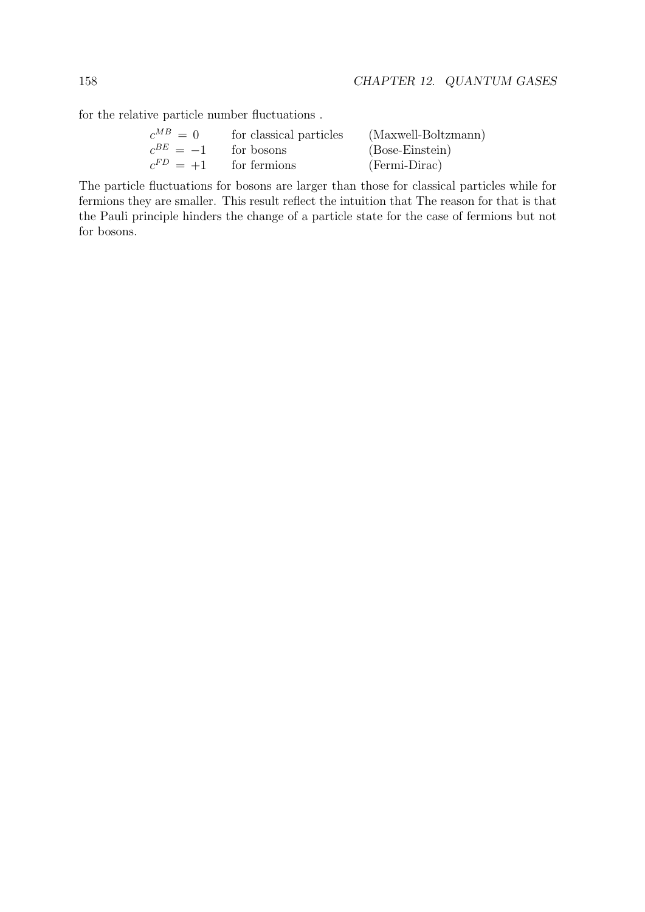for the relative particle number fluctuations .

$$
\begin{array}{lll}
c^{MB} = 0 & \text{for classical particles} & \text{(Maxwell-Boltzmann)} \\
c^{BE} = -1 & \text{for bosons} & \text{(Bose-Einstein)} \\
c^{FD} = +1 & \text{for fermions} & \text{(Fermi-Dirac)}
\end{array}
$$

The particle fluctuations for bosons are larger than those for classical particles while for fermions they are smaller. This result reflect the intuition that The reason for that is that the Pauli principle hinders the change of a particle state for the case of fermions but not for bosons.